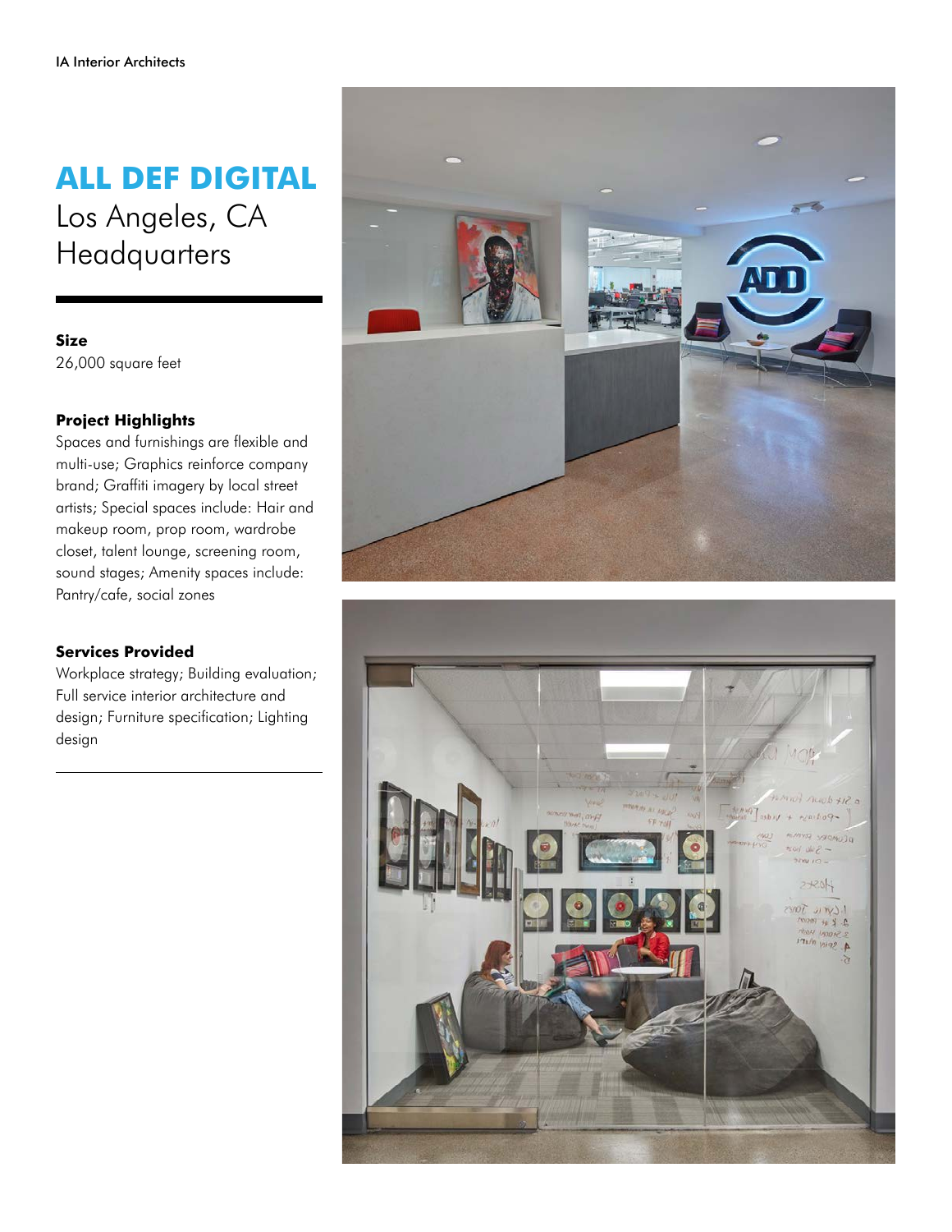# ALL DEF DIGITAL

Los Angeles, CA
Headquarters

**Size**
26,000 square feet

**Project Highlights**
Spaces and furnishings are flexible and multi-use; Graphics reinforce company brand; Graffiti imagery by local street artists; Special spaces include: Hair and makeup room, prop room, wardrobe closet, talent lounge, screening room, sound stages; Amenity spaces include: Pantry/cafe, social zones

**Services Provided**
Workplace strategy; Building evaluation; Full service interior architecture and design; Furniture specification; Lighting design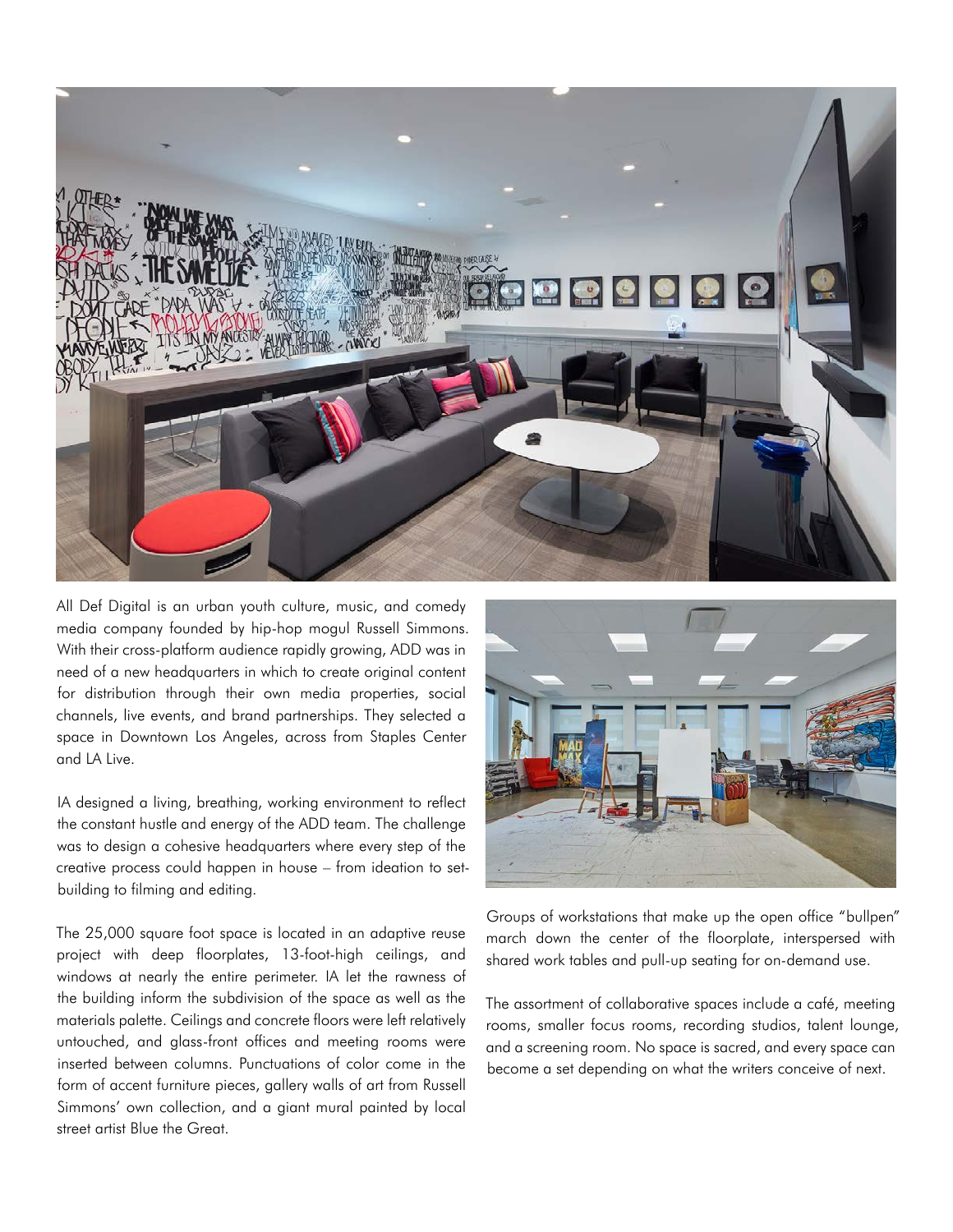All Def Digital is an urban youth culture, music, and comedy media company founded by hip-hop mogul Russell Simmons. With their cross-platform audience rapidly growing, ADD was in need of a new headquarters in which to create original content for distribution through their own media properties, social channels, live events, and brand partnerships. They selected a space in Downtown Los Angeles, across from Staples Center and LA Live.

IA designed a living, breathing, working environment to reflect the constant hustle and energy of the ADD team. The challenge was to design a cohesive headquarters where every step of the creative process could happen in house – from ideation to set-building to filming and editing.

The 25,000 square foot space is located in an adaptive reuse project with deep floorplates, 13-foot-high ceilings, and windows at nearly the entire perimeter. IA let the rawness of the building inform the subdivision of the space as well as the materials palette. Ceilings and concrete floors were left relatively untouched, and glass-front offices and meeting rooms were inserted between columns. Punctuations of color come in the form of accent furniture pieces, gallery walls of art from Russell Simmons' own collection, and a giant mural painted by local street artist Blue the Great.

Groups of workstations that make up the open office "bullpen" march down the center of the floorplate, interspersed with shared work tables and pull-up seating for on-demand use.

The assortment of collaborative spaces include a café, meeting rooms, smaller focus rooms, recording studios, talent lounge, and a screening room. No space is sacred, and every space can become a set depending on what the writers conceive of next.